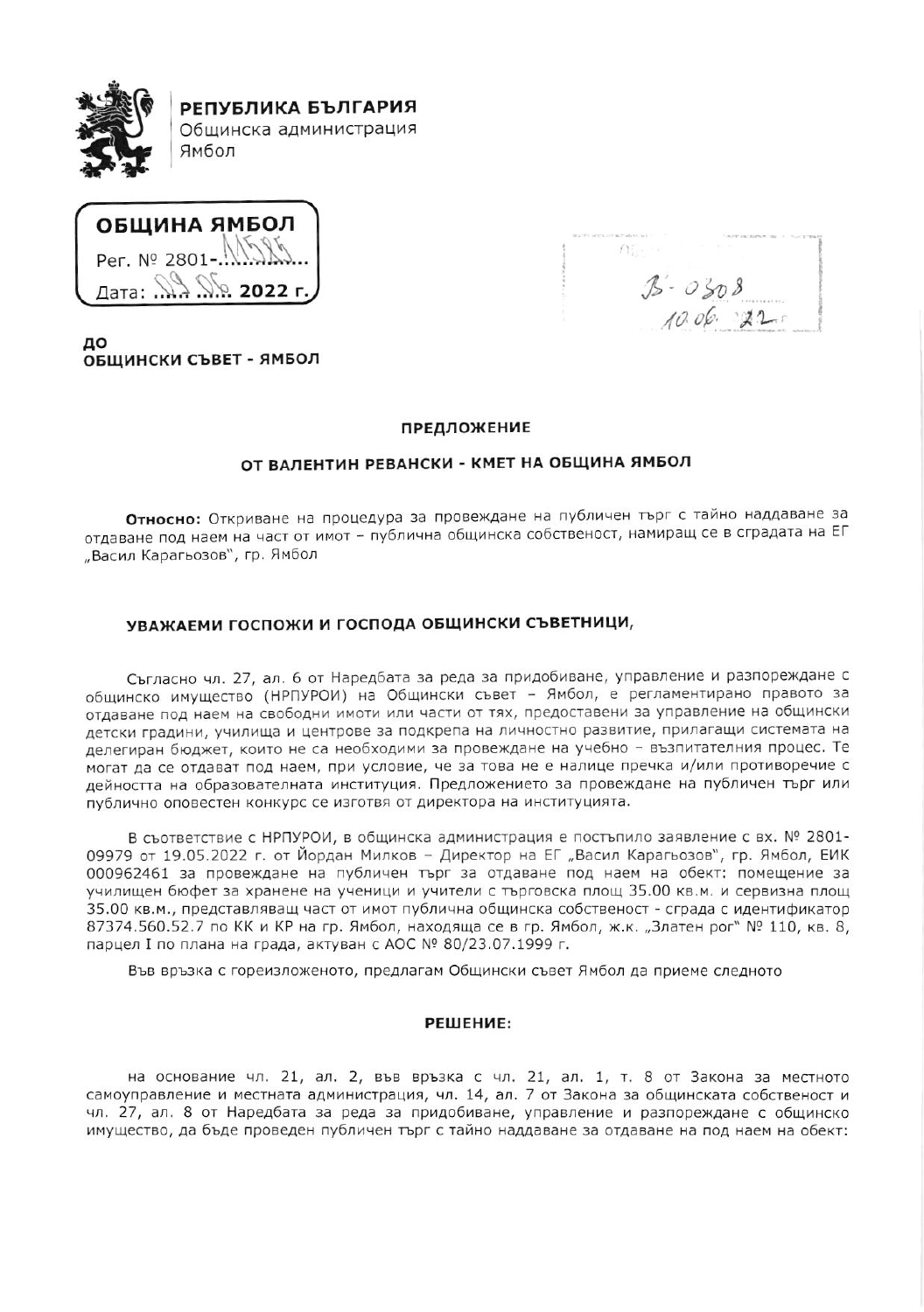**РЕПУБЛИКА БЪЛГАРИЯ**
Общинска администрация
Ямбол

**ОБЩИНА ЯМБОЛ**
Рег. № 2801-11585
Дата: 09.06. 2022 г.

В-0308
10.06.22 г.

**ДО**
**ОБЩИНСКИ СЪВЕТ - ЯМБОЛ**

## ПРЕДЛОЖЕНИЕ

## ОТ ВАЛЕНТИН РЕВАНСКИ - КМЕТ НА ОБЩИНА ЯМБОЛ

**Относно:** Откриване на процедура за провеждане на публичен търг с тайно наддаване за отдаване под наем на част от имот – публична общинска собственост, намиращ се в сградата на ЕГ „Васил Карагьозов", гр. Ямбол

**УВАЖАЕМИ ГОСПОЖИ И ГОСПОДА ОБЩИНСКИ СЪВЕТНИЦИ,**

Съгласно чл. 27, ал. 6 от Наредбата за реда за придобиване, управление и разпореждане с общинско имущество (НРПУРОИ) на Общински съвет – Ямбол, е регламентирано правото за отдаване под наем на свободни имоти или части от тях, предоставени за управление на общински детски градини, училища и центрове за подкрепа на личностно развитие, прилагащи системата на делегиран бюджет, които не са необходими за провеждане на учебно – възпитателния процес. Те могат да се отдават под наем, при условие, че за това не е налице пречка и/или противоречие с дейността на образователната институция. Предложението за провеждане на публичен търг или публично оповестен конкурс се изготвя от директора на институцията.

В съответствие с НРПУРОИ, в общинска администрация е постъпило заявление с вх. № 2801-09979 от 19.05.2022 г. от Йордан Милков – Директор на ЕГ „Васил Карагьозов", гр. Ямбол, ЕИК 000962461 за провеждане на публичен търг за отдаване под наем на обект: помещение за училищен бюфет за хранене на ученици и учители с търговска площ 35.00 кв.м. и сервизна площ 35.00 кв.м., представляващ част от имот публична общинска собственост - сграда с идентификатор 87374.560.52.7 по КК и КР на гр. Ямбол, находяща се в гр. Ямбол, ж.к. „Златен рог" № 110, кв. 8, парцел I по плана на града, актуван с АОС № 80/23.07.1999 г.

Във връзка с гореизложеното, предлагам Общински съвет Ямбол да приеме следното

### РЕШЕНИЕ:

на основание чл. 21, ал. 2, във връзка с чл. 21, ал. 1, т. 8 от Закона за местното самоуправление и местната администрация, чл. 14, ал. 7 от Закона за общинската собственост и чл. 27, ал. 8 от Наредбата за реда за придобиване, управление и разпореждане с общинско имущество, да бъде проведен публичен търг с тайно наддаване за отдаване на под наем на обект: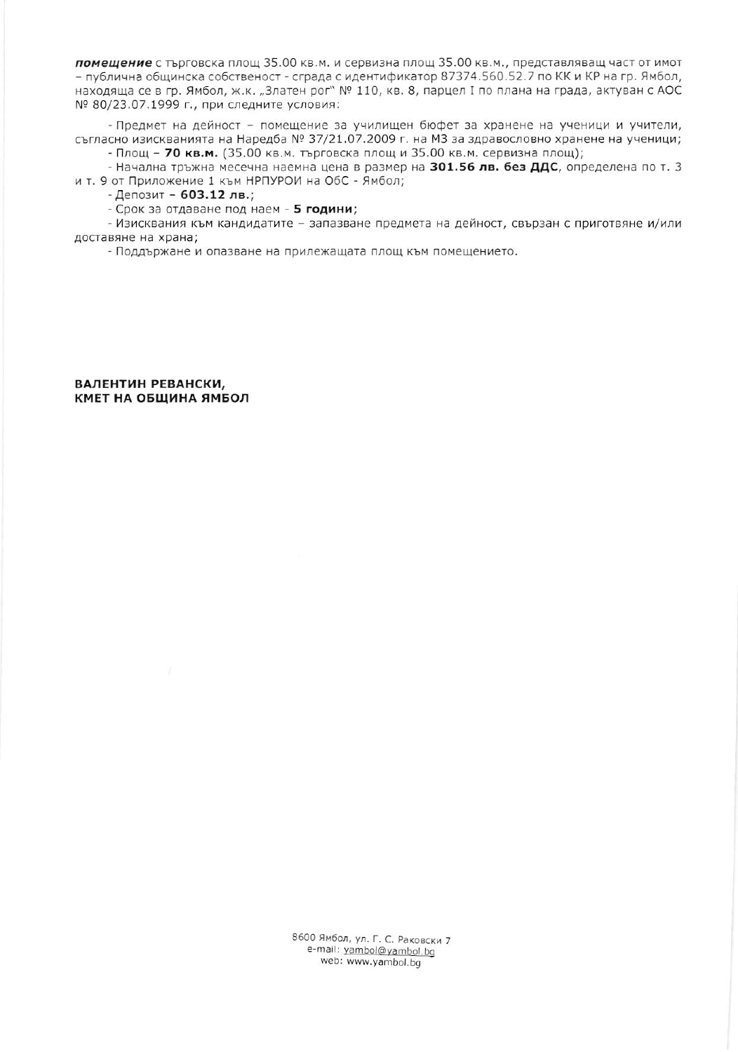***помещение*** с търговска площ 35.00 кв.м. и сервизна площ 35.00 кв.м., представляващ част от имот – публична общинска собственост - сграда с идентификатор 87374.560.52.7 по КК и КР на гр. Ямбол, находяща се в гр. Ямбол, ж.к. „Златен рог" № 110, кв. 8, парцел I по плана на града, актуван с АОС № 80/23.07.1999 г., при следните условия:

- Предмет на дейност – помещение за училищен бюфет за хранене на ученици и учители, съгласно изискванията на Наредба № 37/21.07.2009 г. на МЗ за здравословно хранене на ученици;
- Площ – **70 кв.м.** (35.00 кв.м. търговска площ и 35.00 кв.м. сервизна площ);
- Начална тръжна месечна наемна цена в размер на **301.56 лв. без ДДС**, определена по т. 3 и т. 9 от Приложение 1 към НРПУРОИ на ОбС - Ямбол;
- Депозит – **603.12 лв.**;
- Срок за отдаване под наем - **5 години**;
- Изисквания към кандидатите – запазване предмета на дейност, свързан с приготвяне и/или доставяне на храна;
- Поддържане и опазване на прилежащата площ към помещението.

**ВАЛЕНТИН РЕВАНСКИ,**
**КМЕТ НА ОБЩИНА ЯМБОЛ**

8600 Ямбол, ул. Г. С. Раковски 7
e-mail: yambol@yambol.bg
web: www.yambol.bg